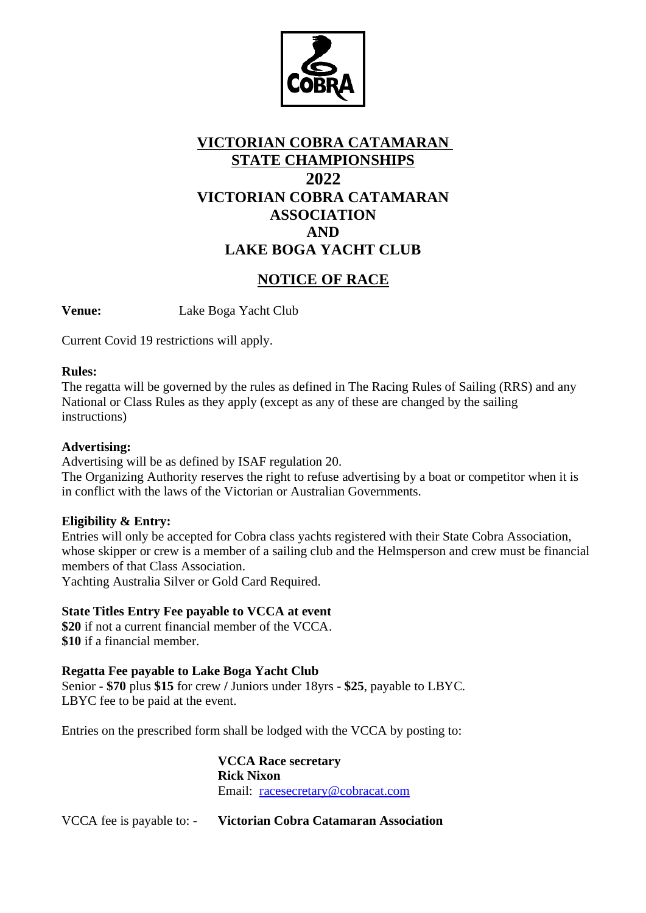# VICTORIAN COBRA CATAMARAN STATE CHAMPIONSHIPS 2022

# VICTORIAN COBRA CATAMARAN ASSOCIATION AND LAKE BOGA YACHT CLUB

## NOTICE OF RACE

**Venue:** Lake Boga Yacht Club

Current Covid 19 restrictions will apply.

**Rules:**
The regatta will be governed by the rules as defined in The Racing Rules of Sailing (RRS) and any National or Class Rules as they apply (except as any of these are changed by the sailing instructions)

**Advertising:**
Advertising will be as defined by ISAF regulation 20.
The Organizing Authority reserves the right to refuse advertising by a boat or competitor when it is in conflict with the laws of the Victorian or Australian Governments.

**Eligibility & Entry:**
Entries will only be accepted for Cobra class yachts registered with their State Cobra Association, whose skipper or crew is a member of a sailing club and the Helmsperson and crew must be financial members of that Class Association.
Yachting Australia Silver or Gold Card Required.

**State Titles Entry Fee payable to VCCA at event**
**$20** if not a current financial member of the VCCA.
**$10** if a financial member.

**Regatta Fee payable to Lake Boga Yacht Club**
Senior - **$70** plus **$15** for crew **/** Juniors under 18yrs - **$25**, payable to LBYC.
LBYC fee to be paid at the event.

Entries on the prescribed form shall be lodged with the VCCA by posting to:

**VCCA Race secretary**
**Rick Nixon**
Email: racesecretary@cobracat.com

VCCA fee is payable to: - **Victorian Cobra Catamaran Association**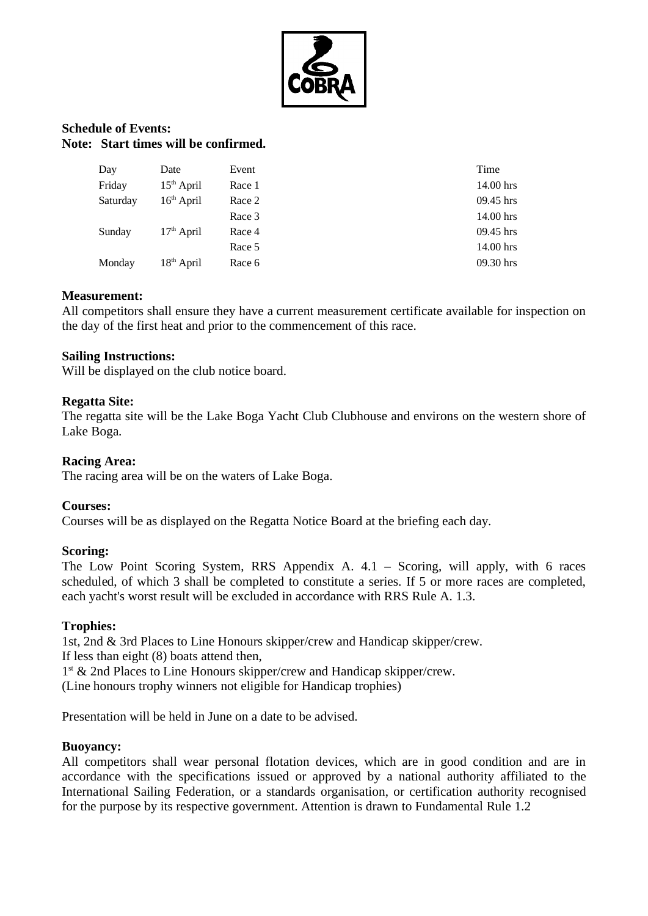**Schedule of Events:**
**Note: Start times will be confirmed.**

| Day | Date | Event | Time |
|---|---|---|---|
| Friday | 15th April | Race 1 | 14.00 hrs |
| Saturday | 16th April | Race 2 | 09.45 hrs |
| | | Race 3 | 14.00 hrs |
| Sunday | 17th April | Race 4 | 09.45 hrs |
| | | Race 5 | 14.00 hrs |
| Monday | 18th April | Race 6 | 09.30 hrs |

**Measurement:**
All competitors shall ensure they have a current measurement certificate available for inspection on the day of the first heat and prior to the commencement of this race.

**Sailing Instructions:**
Will be displayed on the club notice board.

**Regatta Site:**
The regatta site will be the Lake Boga Yacht Club Clubhouse and environs on the western shore of Lake Boga.

**Racing Area:**
The racing area will be on the waters of Lake Boga.

**Courses:**
Courses will be as displayed on the Regatta Notice Board at the briefing each day.

**Scoring:**
The Low Point Scoring System, RRS Appendix A. 4.1 – Scoring, will apply, with 6 races scheduled, of which 3 shall be completed to constitute a series. If 5 or more races are completed, each yacht's worst result will be excluded in accordance with RRS Rule A. 1.3.

**Trophies:**
1st, 2nd & 3rd Places to Line Honours skipper/crew and Handicap skipper/crew.
If less than eight (8) boats attend then,
1st & 2nd Places to Line Honours skipper/crew and Handicap skipper/crew.
(Line honours trophy winners not eligible for Handicap trophies)

Presentation will be held in June on a date to be advised.

**Buoyancy:**
All competitors shall wear personal flotation devices, which are in good condition and are in accordance with the specifications issued or approved by a national authority affiliated to the International Sailing Federation, or a standards organisation, or certification authority recognised for the purpose by its respective government. Attention is drawn to Fundamental Rule 1.2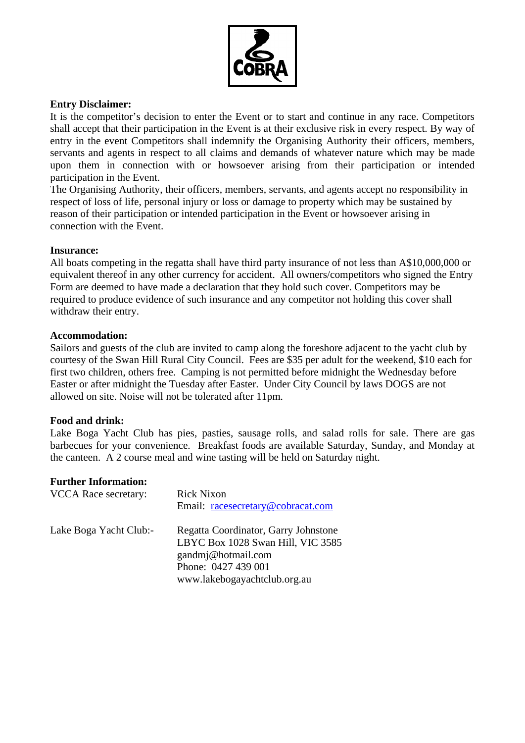**Entry Disclaimer:**

It is the competitor's decision to enter the Event or to start and continue in any race. Competitors shall accept that their participation in the Event is at their exclusive risk in every respect. By way of entry in the event Competitors shall indemnify the Organising Authority their officers, members, servants and agents in respect to all claims and demands of whatever nature which may be made upon them in connection with or howsoever arising from their participation or intended participation in the Event.

The Organising Authority, their officers, members, servants, and agents accept no responsibility in respect of loss of life, personal injury or loss or damage to property which may be sustained by reason of their participation or intended participation in the Event or howsoever arising in connection with the Event.

**Insurance:**

All boats competing in the regatta shall have third party insurance of not less than A$10,000,000 or equivalent thereof in any other currency for accident. All owners/competitors who signed the Entry Form are deemed to have made a declaration that they hold such cover. Competitors may be required to produce evidence of such insurance and any competitor not holding this cover shall withdraw their entry.

**Accommodation:**

Sailors and guests of the club are invited to camp along the foreshore adjacent to the yacht club by courtesy of the Swan Hill Rural City Council. Fees are $35 per adult for the weekend, $10 each for first two children, others free. Camping is not permitted before midnight the Wednesday before Easter or after midnight the Tuesday after Easter. Under City Council by laws DOGS are not allowed on site. Noise will not be tolerated after 11pm.

**Food and drink:**

Lake Boga Yacht Club has pies, pasties, sausage rolls, and salad rolls for sale. There are gas barbecues for your convenience. Breakfast foods are available Saturday, Sunday, and Monday at the canteen. A 2 course meal and wine tasting will be held on Saturday night.

**Further Information:**

VCCA Race secretary: Rick Nixon
Email: racesecretary@cobracat.com

Lake Boga Yacht Club:- Regatta Coordinator, Garry Johnstone
LBYC Box 1028 Swan Hill, VIC 3585
gandmj@hotmail.com
Phone: 0427 439 001
www.lakebogayachtclub.org.au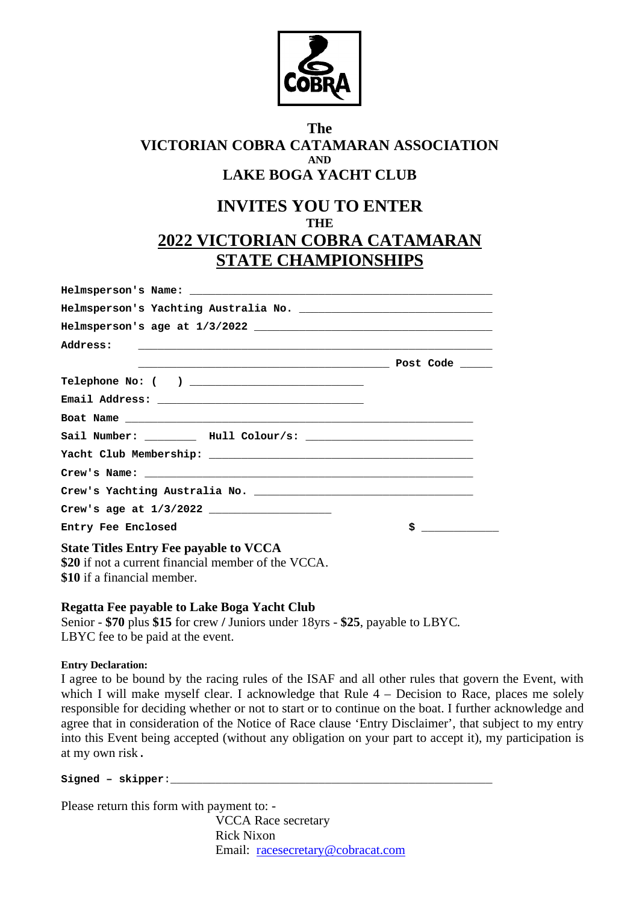**The**

**VICTORIAN COBRA CATAMARAN ASSOCIATION**

**AND**

**LAKE BOGA YACHT CLUB**

## INVITES YOU TO ENTER

**THE**

## 2022 VICTORIAN COBRA CATAMARAN STATE CHAMPIONSHIPS

**Helmsperson's Name:** ______________________________________________

**Helmsperson's Yachting Australia No.** ______________________________

**Helmsperson's age at 1/3/2022** _____________________________________

**Address:** ______________________________________________________

______________________________________ **Post Code** _____

**Telephone No: (    )** ___________________________

**Email Address:** ________________________________

**Boat Name** ______________________________________________________

**Sail Number:** ________ **Hull Colour/s:** __________________________

**Yacht Club Membership:** _________________________________________

**Crew's Name:** __________________________________________________

**Crew's Yachting Australia No.** ___________________________________

**Crew's age at 1/3/2022** ___________________

**Entry Fee Enclosed** **$** ____________

**State Titles Entry Fee payable to VCCA**
**$20** if not a current financial member of the VCCA.
**$10** if a financial member.

**Regatta Fee payable to Lake Boga Yacht Club**
Senior - **$70** plus **$15** for crew **/** Juniors under 18yrs - **$25**, payable to LBYC.
LBYC fee to be paid at the event.

**Entry Declaration:**
I agree to be bound by the racing rules of the ISAF and all other rules that govern the Event, with which I will make myself clear. I acknowledge that Rule 4 – Decision to Race, places me solely responsible for deciding whether or not to start or to continue on the boat. I further acknowledge and agree that in consideration of the Notice of Race clause 'Entry Disclaimer', that subject to my entry into this Event being accepted (without any obligation on your part to accept it), my participation is at my own risk.

**Signed – skipper**:__________________________________________________

Please return this form with payment to: -
VCCA Race secretary
Rick Nixon
Email: racesecretary@cobracat.com